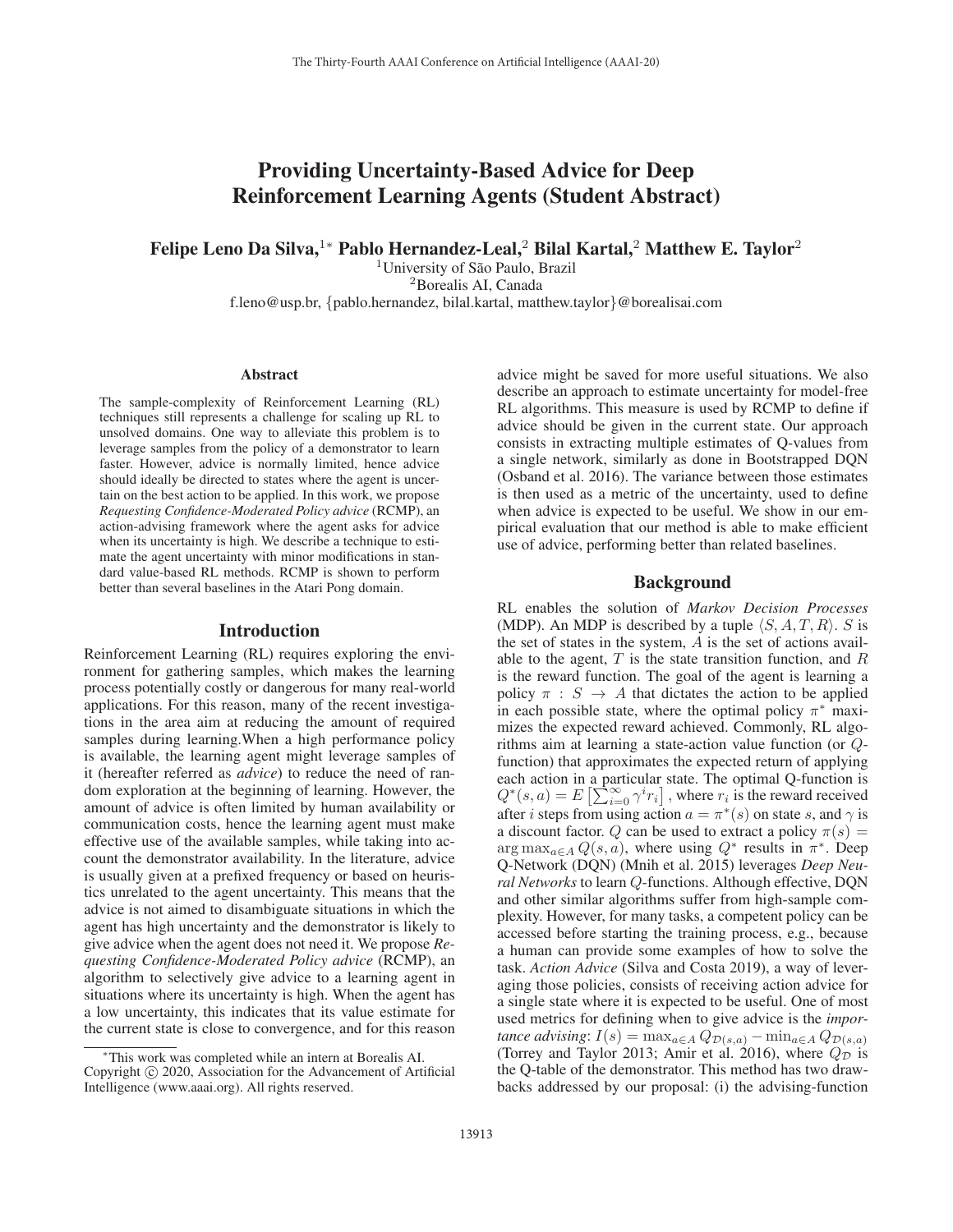# Providing Uncertainty-Based Advice for Deep Reinforcement Learning Agents (Student Abstract)

**Felipe Leno Da Silva,[1*] Pablo Hernandez-Leal,[2] Bilal Kartal,[2] Matthew E. Taylor[2]**

[1]University of São Paulo, Brazil
[2]Borealis AI, Canada
f.leno@usp.br, {pablo.hernandez, bilal.kartal, matthew.taylor}@borealisai.com

## Abstract

The sample-complexity of Reinforcement Learning (RL) techniques still represents a challenge for scaling up RL to unsolved domains. One way to alleviate this problem is to leverage samples from the policy of a demonstrator to learn faster. However, advice is normally limited, hence advice should ideally be directed to states where the agent is uncertain on the best action to be applied. In this work, we propose *Requesting Confidence-Moderated Policy advice* (RCMP), an action-advising framework where the agent asks for advice when its uncertainty is high. We describe a technique to estimate the agent uncertainty with minor modifications in standard value-based RL methods. RCMP is shown to perform better than several baselines in the Atari Pong domain.

## Introduction

Reinforcement Learning (RL) requires exploring the environment for gathering samples, which makes the learning process potentially costly or dangerous for many real-world applications. For this reason, many of the recent investigations in the area aim at reducing the amount of required samples during learning.When a high performance policy is available, the learning agent might leverage samples of it (hereafter referred as *advice*) to reduce the need of random exploration at the beginning of learning. However, the amount of advice is often limited by human availability or communication costs, hence the learning agent must make effective use of the available samples, while taking into account the demonstrator availability. In the literature, advice is usually given at a prefixed frequency or based on heuristics unrelated to the agent uncertainty. This means that the advice is not aimed to disambiguate situations in which the agent has high uncertainty and the demonstrator is likely to give advice when the agent does not need it. We propose *Requesting Confidence-Moderated Policy advice* (RCMP), an algorithm to selectively give advice to a learning agent in situations where its uncertainty is high. When the agent has a low uncertainty, this indicates that its value estimate for the current state is close to convergence, and for this reason advice might be saved for more useful situations. We also describe an approach to estimate uncertainty for model-free RL algorithms. This measure is used by RCMP to define if advice should be given in the current state. Our approach consists in extracting multiple estimates of Q-values from a single network, similarly as done in Bootstrapped DQN (Osband et al. 2016). The variance between those estimates is then used as a metric of the uncertainty, used to define when advice is expected to be useful. We show in our empirical evaluation that our method is able to make efficient use of advice, performing better than related baselines.

## Background

RL enables the solution of *Markov Decision Processes* (MDP). An MDP is described by a tuple $\langle S, A, T, R \rangle$. $S$ is the set of states in the system, $A$ is the set of actions available to the agent, $T$ is the state transition function, and $R$ is the reward function. The goal of the agent is learning a policy $\pi : S \rightarrow A$ that dictates the action to be applied in each possible state, where the optimal policy $\pi^*$ maximizes the expected reward achieved. Commonly, RL algorithms aim at learning a state-action value function (or $Q$-function) that approximates the expected return of applying each action in a particular state. The optimal Q-function is $Q^*(s,a) = E\left[\sum_{i=0}^{\infty} \gamma^i r_i\right]$, where $r_i$ is the reward received after $i$ steps from using action $a = \pi^*(s)$ on state $s$, and $\gamma$ is a discount factor. $Q$ can be used to extract a policy $\pi(s) = \arg\max_{a \in A} Q(s,a)$, where using $Q^*$ results in $\pi^*$. Deep Q-Network (DQN) (Mnih et al. 2015) leverages *Deep Neural Networks* to learn $Q$-functions. Although effective, DQN and other similar algorithms suffer from high-sample complexity. However, for many tasks, a competent policy can be accessed before starting the training process, e.g., because a human can provide some examples of how to solve the task. *Action Advice* (Silva and Costa 2019), a way of leveraging those policies, consists of receiving action advice for a single state where it is expected to be useful. One of most used metrics for defining when to give advice is the *importance advising*: $I(s) = \max_{a \in A} Q_{\mathcal{D}(s,a)} - \min_{a \in A} Q_{\mathcal{D}(s,a)}$ (Torrey and Taylor 2013; Amir et al. 2016), where $Q_{\mathcal{D}}$ is the Q-table of the demonstrator. This method has two drawbacks addressed by our proposal: (i) the advising-function

*This work was completed while an intern at Borealis AI.
Copyright © 2020, Association for the Advancement of Artificial Intelligence (www.aaai.org). All rights reserved.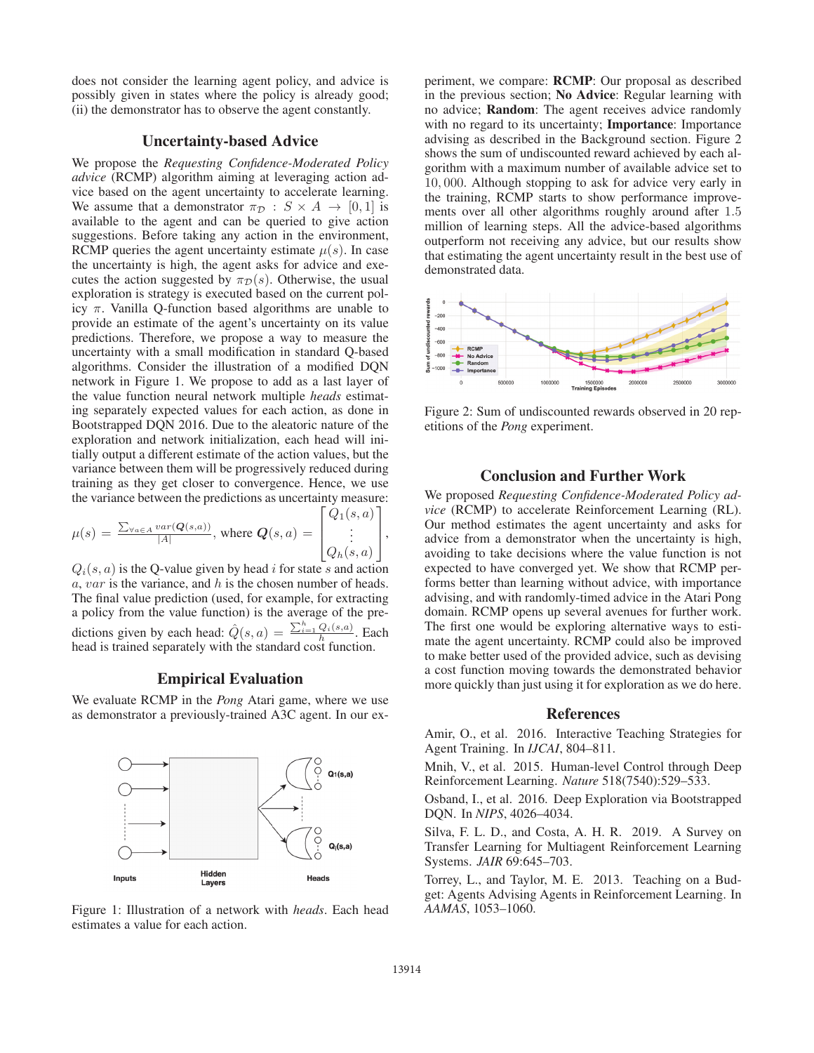does not consider the learning agent policy, and advice is possibly given in states where the policy is already good; (ii) the demonstrator has to observe the agent constantly.

## Uncertainty-based Advice

We propose the *Requesting Confidence-Moderated Policy advice* (RCMP) algorithm aiming at leveraging action advice based on the agent uncertainty to accelerate learning. We assume that a demonstrator $\pi_{\mathcal{D}} : S \times A \rightarrow [0, 1]$ is available to the agent and can be queried to give action suggestions. Before taking any action in the environment, RCMP queries the agent uncertainty estimate $\mu(s)$. In case the uncertainty is high, the agent asks for advice and executes the action suggested by $\pi_{\mathcal{D}}(s)$. Otherwise, the usual exploration is strategy is executed based on the current policy $\pi$. Vanilla Q-function based algorithms are unable to provide an estimate of the agent's uncertainty on its value predictions. Therefore, we propose a way to measure the uncertainty with a small modification in standard Q-based algorithms. Consider the illustration of a modified DQN network in Figure 1. We propose to add as a last layer of the value function neural network multiple *heads* estimating separately expected values for each action, as done in Bootstrapped DQN 2016. Due to the aleatoric nature of the exploration and network initialization, each head will initially output a different estimate of the action values, but the variance between them will be progressively reduced during training as they get closer to convergence. Hence, we use the variance between the predictions as uncertainty measure:

$$\mu(s) = \frac{\sum_{\forall a \in A} var(\boldsymbol{Q}(s,a))}{|A|}, \text{ where } \boldsymbol{Q}(s,a) = \begin{bmatrix} Q_1(s,a) \\ \vdots \\ Q_h(s,a) \end{bmatrix},$$

$Q_i(s, a)$ is the Q-value given by head $i$ for state $s$ and action $a$, $var$ is the variance, and $h$ is the chosen number of heads. The final value prediction (used, for example, for extracting a policy from the value function) is the average of the predictions given by each head: $\hat{Q}(s,a) = \frac{\sum_{i=1}^{h} Q_i(s,a)}{h}$. Each head is trained separately with the standard cost function.

## Empirical Evaluation

We evaluate RCMP in the *Pong* Atari game, where we use as demonstrator a previously-trained A3C agent. In our experiment, we compare: **RCMP**: Our proposal as described in the previous section; **No Advice**: Regular learning with no advice; **Random**: The agent receives advice randomly with no regard to its uncertainty; **Importance**: Importance advising as described in the Background section. Figure 2 shows the sum of undiscounted reward achieved by each algorithm with a maximum number of available advice set to 10, 000. Although stopping to ask for advice very early in the training, RCMP starts to show performance improvements over all other algorithms roughly around after 1.5 million of learning steps. All the advice-based algorithms outperform not receiving any advice, but our results show that estimating the agent uncertainty result in the best use of demonstrated data.

Inputs
Hidden Layers
Heads
Q1(s,a)
Qi(s,a)

Figure 1: Illustration of a network with *heads*. Each head estimates a value for each action.

Sum of undiscounted rewards
0
−200
−400
−600
−800
−1000
0
500000
1000000
1500000
2000000
2500000
3000000
Training Episodes
RCMP
No Advice
Random
Importance

Figure 2: Sum of undiscounted rewards observed in 20 repetitions of the *Pong* experiment.

## Conclusion and Further Work

We proposed *Requesting Confidence-Moderated Policy advice* (RCMP) to accelerate Reinforcement Learning (RL). Our method estimates the agent uncertainty and asks for advice from a demonstrator when the uncertainty is high, avoiding to take decisions where the value function is not expected to have converged yet. We show that RCMP performs better than learning without advice, with importance advising, and with randomly-timed advice in the Atari Pong domain. RCMP opens up several avenues for further work. The first one would be exploring alternative ways to estimate the agent uncertainty. RCMP could also be improved to make better used of the provided advice, such as devising a cost function moving towards the demonstrated behavior more quickly than just using it for exploration as we do here.

## References

Amir, O., et al. 2016. Interactive Teaching Strategies for Agent Training. In *IJCAI*, 804–811.

Mnih, V., et al. 2015. Human-level Control through Deep Reinforcement Learning. *Nature* 518(7540):529–533.

Osband, I., et al. 2016. Deep Exploration via Bootstrapped DQN. In *NIPS*, 4026–4034.

Silva, F. L. D., and Costa, A. H. R. 2019. A Survey on Transfer Learning for Multiagent Reinforcement Learning Systems. *JAIR* 69:645–703.

Torrey, L., and Taylor, M. E. 2013. Teaching on a Budget: Agents Advising Agents in Reinforcement Learning. In *AAMAS*, 1053–1060.